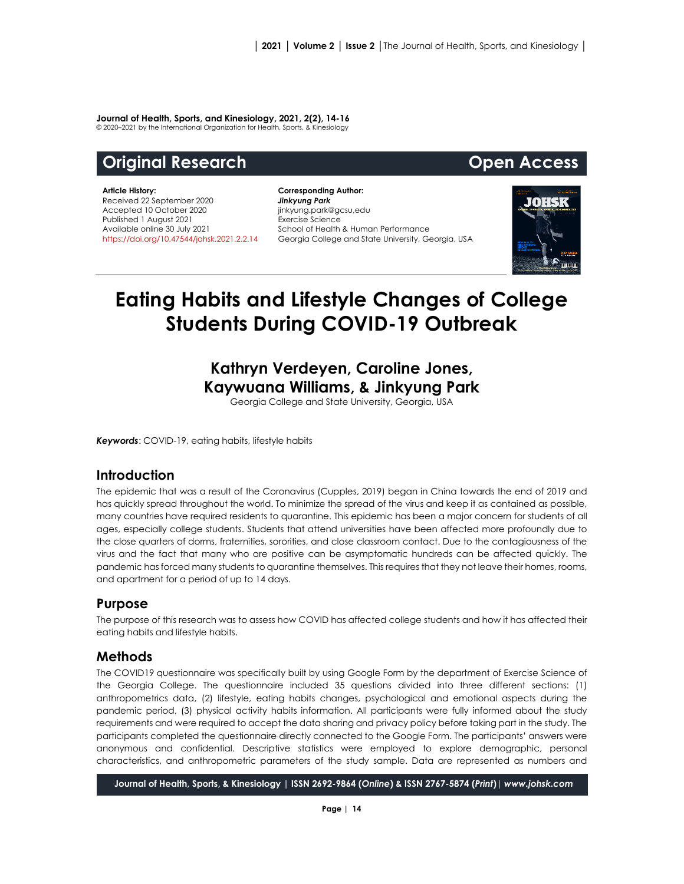**Journal of Health, Sports, and Kinesiology, 2021, 2(2), 14-16**
© 2020–2021 by the International Organization for Health, Sports, & Kinesiology

## Original Research — Open Access

**Article History:**
Received 22 September 2020
Accepted 10 October 2020
Published 1 August 2021
Available online 30 July 2021
https://doi.org/10.47544/johsk.2021.2.2.14

**Corresponding Author:**
***Jinkyung Park***
jinkyung.park@gcsu,edu
Exercise Science
School of Health & Human Performance
Georgia College and State University, Georgia, USA

# Eating Habits and Lifestyle Changes of College Students During COVID-19 Outbreak

**Kathryn Verdeyen, Caroline Jones, Kaywuana Williams, & Jinkyung Park**

Georgia College and State University, Georgia, USA

***Keywords***: COVID-19, eating habits, lifestyle habits

## Introduction

The epidemic that was a result of the Coronavirus (Cupples, 2019) began in China towards the end of 2019 and has quickly spread throughout the world. To minimize the spread of the virus and keep it as contained as possible, many countries have required residents to quarantine. This epidemic has been a major concern for students of all ages, especially college students. Students that attend universities have been affected more profoundly due to the close quarters of dorms, fraternities, sororities, and close classroom contact. Due to the contagiousness of the virus and the fact that many who are positive can be asymptomatic hundreds can be affected quickly. The pandemic has forced many students to quarantine themselves. This requires that they not leave their homes, rooms, and apartment for a period of up to 14 days.

## Purpose

The purpose of this research was to assess how COVID has affected college students and how it has affected their eating habits and lifestyle habits.

## Methods

The COVID19 questionnaire was specifically built by using Google Form by the department of Exercise Science of the Georgia College. The questionnaire included 35 questions divided into three different sections: (1) anthropometrics data, (2) lifestyle, eating habits changes, psychological and emotional aspects during the pandemic period, (3) physical activity habits information. All participants were fully informed about the study requirements and were required to accept the data sharing and privacy policy before taking part in the study. The participants completed the questionnaire directly connected to the Google Form. The participants' answers were anonymous and confidential. Descriptive statistics were employed to explore demographic, personal characteristics, and anthropometric parameters of the study sample. Data are represented as numbers and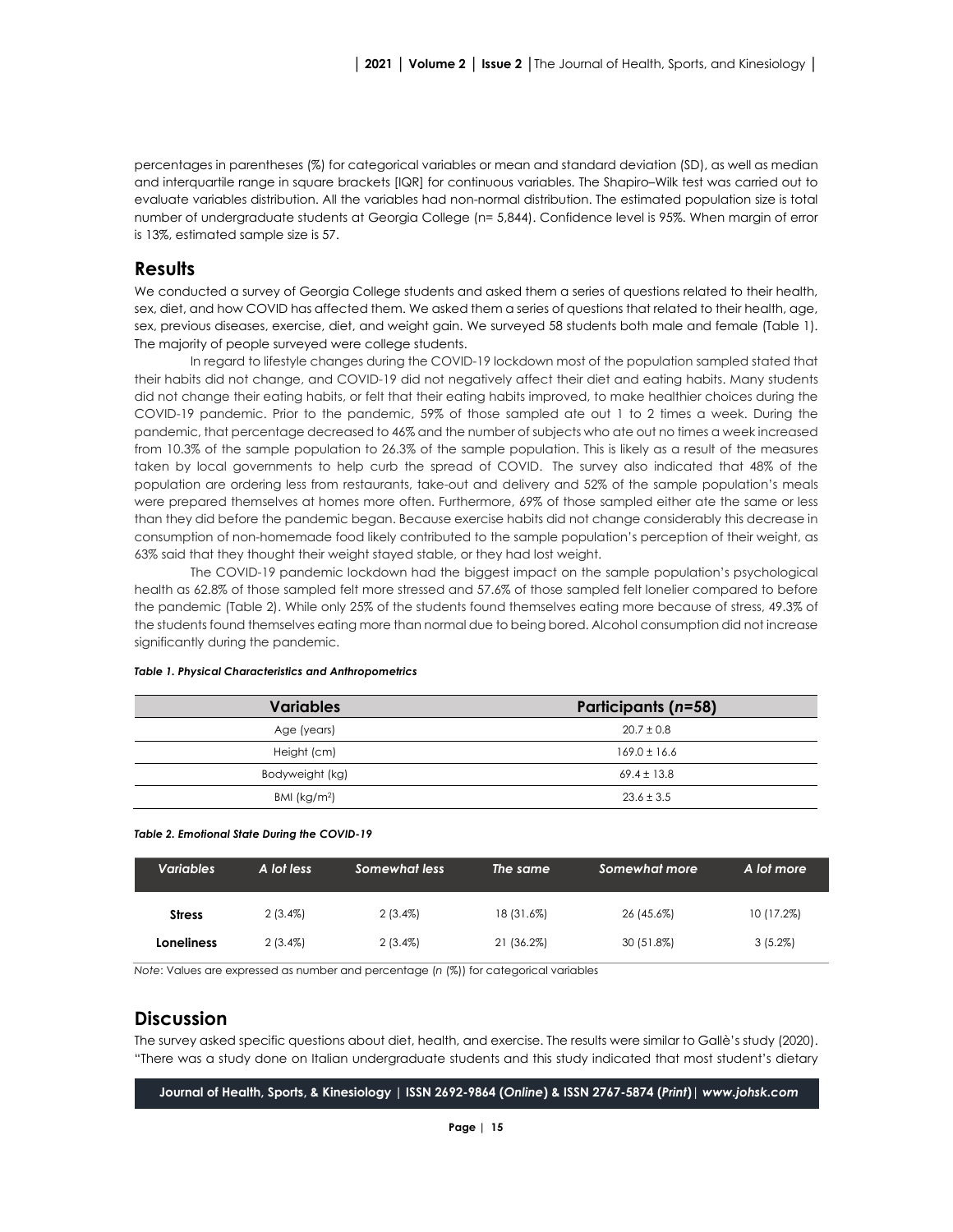percentages in parentheses (%) for categorical variables or mean and standard deviation (SD), as well as median and interquartile range in square brackets [IQR] for continuous variables. The Shapiro–Wilk test was carried out to evaluate variables distribution. All the variables had non-normal distribution. The estimated population size is total number of undergraduate students at Georgia College (n= 5,844). Confidence level is 95%. When margin of error is 13%, estimated sample size is 57.

## Results

We conducted a survey of Georgia College students and asked them a series of questions related to their health, sex, diet, and how COVID has affected them. We asked them a series of questions that related to their health, age, sex, previous diseases, exercise, diet, and weight gain. We surveyed 58 students both male and female (Table 1). The majority of people surveyed were college students.

In regard to lifestyle changes during the COVID-19 lockdown most of the population sampled stated that their habits did not change, and COVID-19 did not negatively affect their diet and eating habits. Many students did not change their eating habits, or felt that their eating habits improved, to make healthier choices during the COVID-19 pandemic. Prior to the pandemic, 59% of those sampled ate out 1 to 2 times a week. During the pandemic, that percentage decreased to 46% and the number of subjects who ate out no times a week increased from 10.3% of the sample population to 26.3% of the sample population. This is likely as a result of the measures taken by local governments to help curb the spread of COVID. The survey also indicated that 48% of the population are ordering less from restaurants, take-out and delivery and 52% of the sample population's meals were prepared themselves at homes more often. Furthermore, 69% of those sampled either ate the same or less than they did before the pandemic began. Because exercise habits did not change considerably this decrease in consumption of non-homemade food likely contributed to the sample population's perception of their weight, as 63% said that they thought their weight stayed stable, or they had lost weight.

The COVID-19 pandemic lockdown had the biggest impact on the sample population's psychological health as 62.8% of those sampled felt more stressed and 57.6% of those sampled felt lonelier compared to before the pandemic (Table 2). While only 25% of the students found themselves eating more because of stress, 49.3% of the students found themselves eating more than normal due to being bored. Alcohol consumption did not increase significantly during the pandemic.

***Table 1. Physical Characteristics and Anthropometrics***

| Variables | Participants (*n*=58) |
|---|---|
| Age (years) | 20.7 ± 0.8 |
| Height (cm) | 169.0 ± 16.6 |
| Bodyweight (kg) | 69.4 ± 13.8 |
| BMI (kg/m$^2$) | 23.6 ± 3.5 |

***Table 2. Emotional State During the COVID-19***

| *Variables* | *A lot less* | *Somewhat less* | *The same* | *Somewhat more* | *A lot more* |
|---|---|---|---|---|---|
| **Stress** | 2 (3.4%) | 2 (3.4%) | 18 (31.6%) | 26 (45.6%) | 10 (17.2%) |
| **Loneliness** | 2 (3.4%) | 2 (3.4%) | 21 (36.2%) | 30 (51.8%) | 3 (5.2%) |

*Note*: Values are expressed as number and percentage (*n* (%)) for categorical variables

## Discussion

The survey asked specific questions about diet, health, and exercise. The results were similar to Gallè's study (2020). "There was a study done on Italian undergraduate students and this study indicated that most student's dietary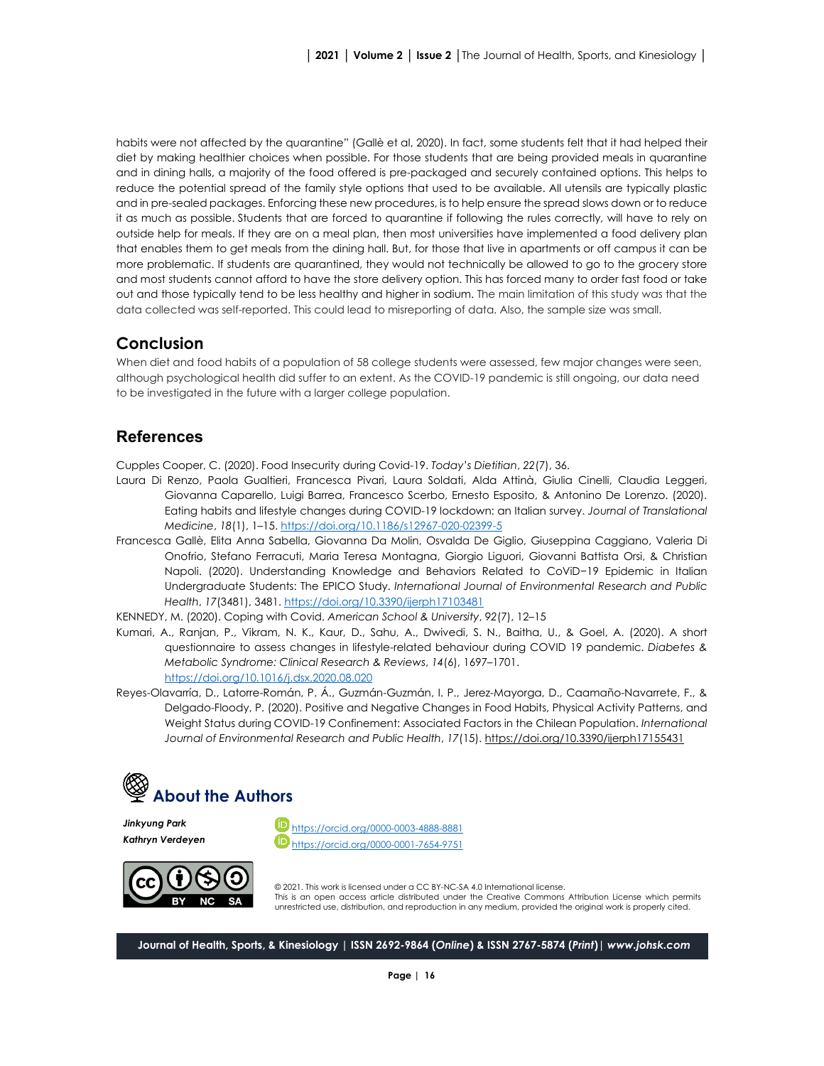habits were not affected by the quarantine" (Gallè et al, 2020). In fact, some students felt that it had helped their diet by making healthier choices when possible. For those students that are being provided meals in quarantine and in dining halls, a majority of the food offered is pre-packaged and securely contained options. This helps to reduce the potential spread of the family style options that used to be available. All utensils are typically plastic and in pre-sealed packages. Enforcing these new procedures, is to help ensure the spread slows down or to reduce it as much as possible. Students that are forced to quarantine if following the rules correctly, will have to rely on outside help for meals. If they are on a meal plan, then most universities have implemented a food delivery plan that enables them to get meals from the dining hall. But, for those that live in apartments or off campus it can be more problematic. If students are quarantined, they would not technically be allowed to go to the grocery store and most students cannot afford to have the store delivery option. This has forced many to order fast food or take out and those typically tend to be less healthy and higher in sodium. The main limitation of this study was that the data collected was self-reported. This could lead to misreporting of data. Also, the sample size was small.

## Conclusion

When diet and food habits of a population of 58 college students were assessed, few major changes were seen, although psychological health did suffer to an extent. As the COVID-19 pandemic is still ongoing, our data need to be investigated in the future with a larger college population.

## References

Cupples Cooper, C. (2020). Food Insecurity during Covid-19. *Today's Dietitian*, *22*(7), 36.

Laura Di Renzo, Paola Gualtieri, Francesca Pivari, Laura Soldati, Alda Attinà, Giulia Cinelli, Claudia Leggeri, Giovanna Caparello, Luigi Barrea, Francesco Scerbo, Ernesto Esposito, & Antonino De Lorenzo. (2020). Eating habits and lifestyle changes during COVID-19 lockdown: an Italian survey. *Journal of Translational Medicine*, *18*(1), 1–15. https://doi.org/10.1186/s12967-020-02399-5

Francesca Gallè, Elita Anna Sabella, Giovanna Da Molin, Osvalda De Giglio, Giuseppina Caggiano, Valeria Di Onofrio, Stefano Ferracuti, Maria Teresa Montagna, Giorgio Liguori, Giovanni Battista Orsi, & Christian Napoli. (2020). Understanding Knowledge and Behaviors Related to CoViD−19 Epidemic in Italian Undergraduate Students: The EPICO Study. *International Journal of Environmental Research and Public Health*, *17*(3481), 3481. https://doi.org/10.3390/ijerph17103481

KENNEDY, M. (2020). Coping with Covid. *American School & University*, *92*(7), 12–15

Kumari, A., Ranjan, P., Vikram, N. K., Kaur, D., Sahu, A., Dwivedi, S. N., Baitha, U., & Goel, A. (2020). A short questionnaire to assess changes in lifestyle-related behaviour during COVID 19 pandemic. *Diabetes & Metabolic Syndrome: Clinical Research & Reviews*, *14*(6), 1697–1701. https://doi.org/10.1016/j.dsx.2020.08.020

Reyes-Olavarría, D., Latorre-Román, P. Á., Guzmán-Guzmán, I. P., Jerez-Mayorga, D., Caamaño-Navarrete, F., & Delgado-Floody, P. (2020). Positive and Negative Changes in Food Habits, Physical Activity Patterns, and Weight Status during COVID-19 Confinement: Associated Factors in the Chilean Population. *International Journal of Environmental Research and Public Health*, *17*(15). https://doi.org/10.3390/ijerph17155431

## About the Authors

*Jinkyung Park* https://orcid.org/0000-0003-4888-8881

*Kathryn Verdeyen* https://orcid.org/0000-0001-7654-9751

© 2021. This work is licensed under a CC BY-NC-SA 4.0 International license.
This is an open access article distributed under the Creative Commons Attribution License which permits unrestricted use, distribution, and reproduction in any medium, provided the original work is properly cited.